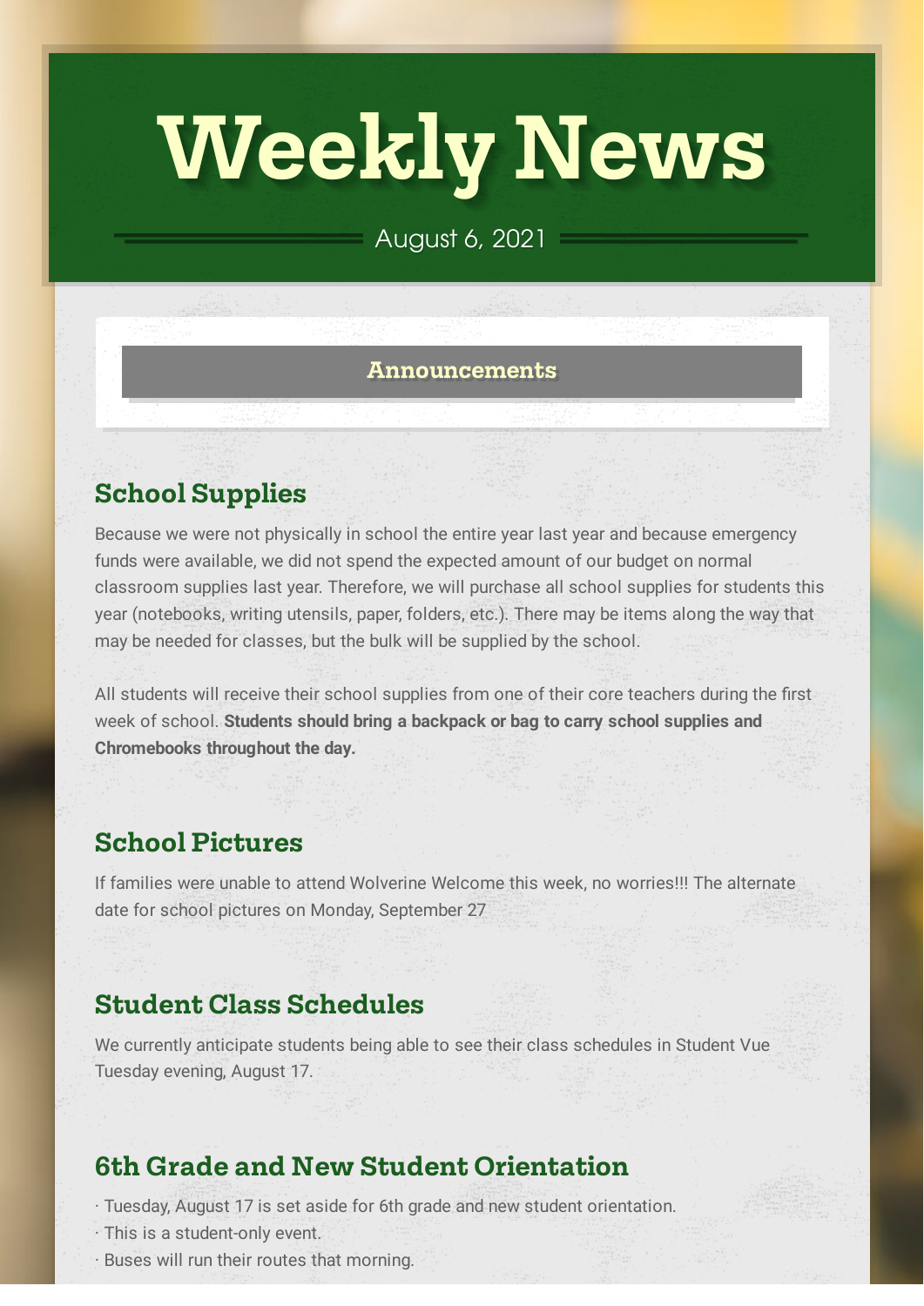# Weekly News

August 6, 2021

## Announcements

### School Supplies

Because we were not physically in school the entire year last year and because emergency funds were available, we did not spend the expected amount of our budget on normal classroom supplies last year. Therefore, we will purchase all school supplies for students this year (notebooks, writing utensils, paper, folders, etc.). There may be items along the way that may be needed for classes, but the bulk will be supplied by the school.

All students will receive their school supplies from one of their core teachers during the first week of school. **Students should bring a backpack or bag to carry school supplies and Chromebooks throughout the day.**

### School Pictures

If families were unable to attend Wolverine Welcome this week, no worries!!! The alternate date for school pictures on Monday, September 27

### Student Class Schedules

We currently anticipate students being able to see their class schedules in Student Vue Tuesday evening, August 17.

### 6th Grade and New Student Orientation

· Tuesday, August 17 is set aside for 6th grade and new student orientation.
· This is a student-only event.
· Buses will run their routes that morning.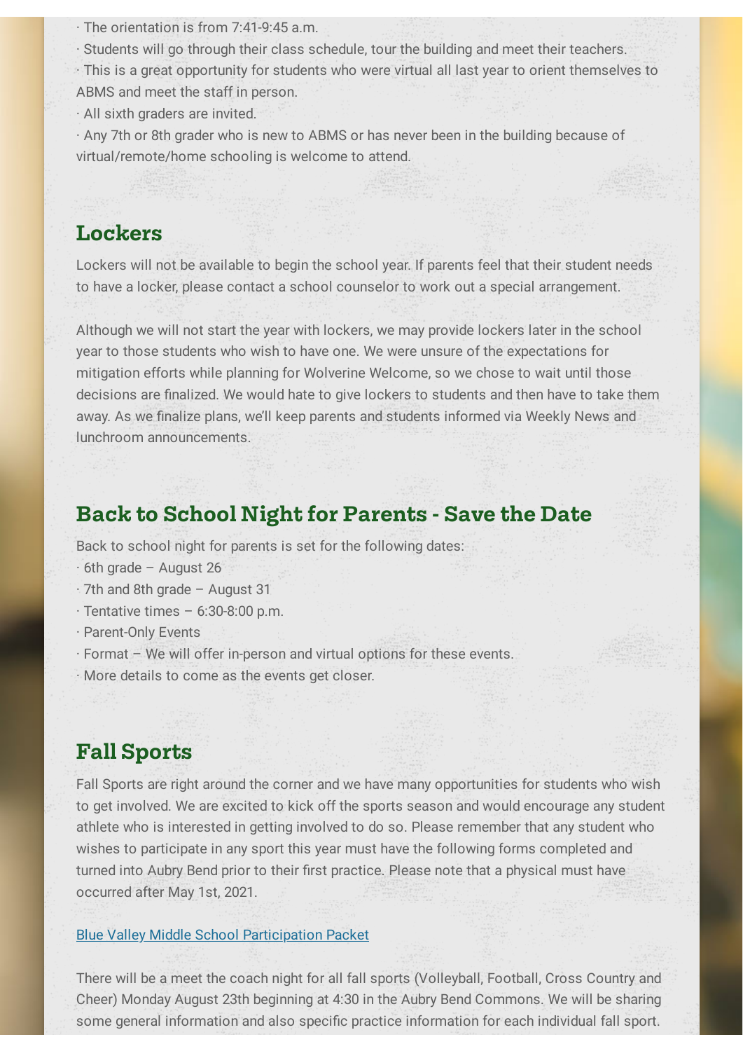· The orientation is from 7:41-9:45 a.m.
· Students will go through their class schedule, tour the building and meet their teachers.
· This is a great opportunity for students who were virtual all last year to orient themselves to ABMS and meet the staff in person.
· All sixth graders are invited.
· Any 7th or 8th grader who is new to ABMS or has never been in the building because of virtual/remote/home schooling is welcome to attend.

## Lockers

Lockers will not be available to begin the school year. If parents feel that their student needs to have a locker, please contact a school counselor to work out a special arrangement.

Although we will not start the year with lockers, we may provide lockers later in the school year to those students who wish to have one. We were unsure of the expectations for mitigation efforts while planning for Wolverine Welcome, so we chose to wait until those decisions are finalized. We would hate to give lockers to students and then have to take them away. As we finalize plans, we'll keep parents and students informed via Weekly News and lunchroom announcements.

## Back to School Night for Parents - Save the Date

Back to school night for parents is set for the following dates:
· 6th grade – August 26
· 7th and 8th grade – August 31
· Tentative times – 6:30-8:00 p.m.
· Parent-Only Events
· Format – We will offer in-person and virtual options for these events.
· More details to come as the events get closer.

## Fall Sports

Fall Sports are right around the corner and we have many opportunities for students who wish to get involved. We are excited to kick off the sports season and would encourage any student athlete who is interested in getting involved to do so. Please remember that any student who wishes to participate in any sport this year must have the following forms completed and turned into Aubry Bend prior to their first practice. Please note that a physical must have occurred after May 1st, 2021.

Blue Valley Middle School Participation Packet

There will be a meet the coach night for all fall sports (Volleyball, Football, Cross Country and Cheer) Monday August 23th beginning at 4:30 in the Aubry Bend Commons. We will be sharing some general information and also specific practice information for each individual fall sport.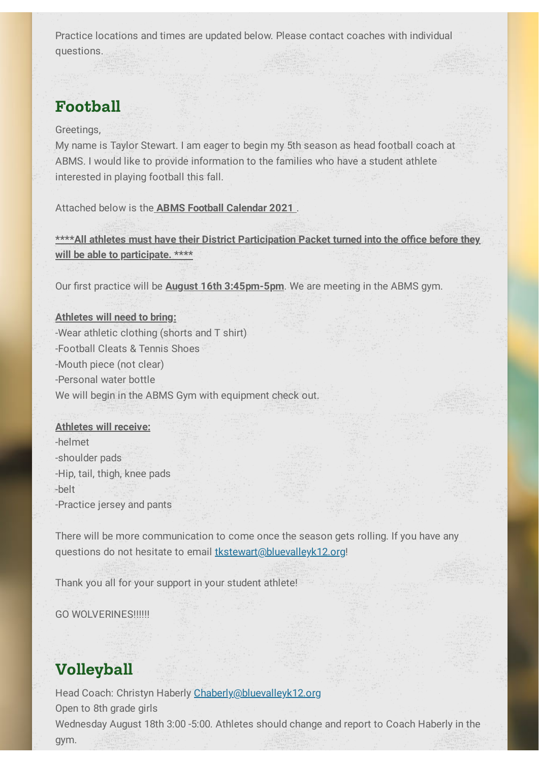Practice locations and times are updated below. Please contact coaches with individual questions.

## Football

Greetings,
My name is Taylor Stewart. I am eager to begin my 5th season as head football coach at ABMS. I would like to provide information to the families who have a student athlete interested in playing football this fall.

Attached below is the **ABMS Football Calendar 2021** .

****__**All athletes must have their District Participation Packet turned into the office before they will be able to participate.**__ ****

Our first practice will be **August 16th 3:45pm-5pm**. We are meeting in the ABMS gym.

**Athletes will need to bring:**
-Wear athletic clothing (shorts and T shirt)
-Football Cleats & Tennis Shoes
-Mouth piece (not clear)
-Personal water bottle
We will begin in the ABMS Gym with equipment check out.

**Athletes will receive:**
-helmet
-shoulder pads
-Hip, tail, thigh, knee pads
-belt
-Practice jersey and pants

There will be more communication to come once the season gets rolling. If you have any questions do not hesitate to email tkstewart@bluevalleyk12.org!

Thank you all for your support in your student athlete!

GO WOLVERINES!!!!!!

## Volleyball

Head Coach: Christyn Haberly Chaberly@bluevalleyk12.org
Open to 8th grade girls
Wednesday August 18th 3:00 -5:00. Athletes should change and report to Coach Haberly in the gym.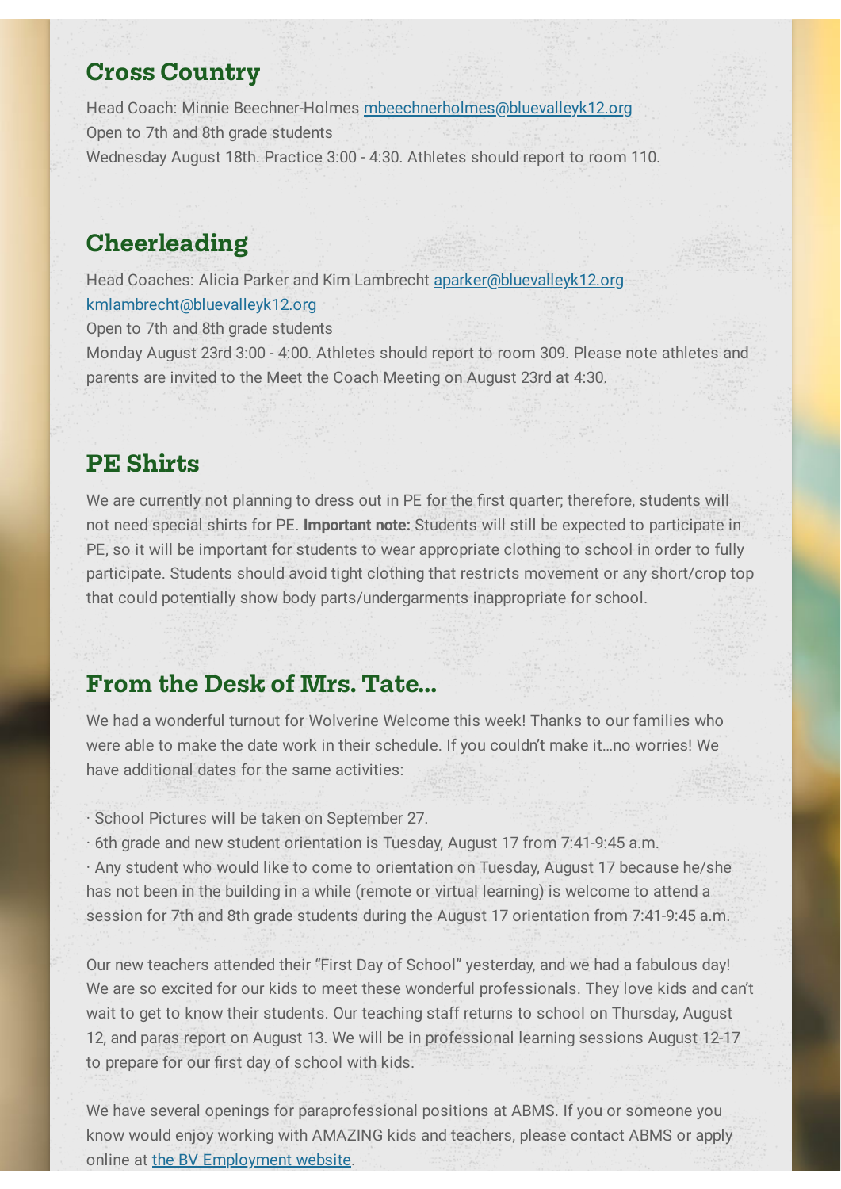## Cross Country

Head Coach: Minnie Beechner-Holmes [mbeechnerholmes@bluevalleyk12.org](mailto:mbeechnerholmes@bluevalleyk12.org)
Open to 7th and 8th grade students
Wednesday August 18th. Practice 3:00 - 4:30. Athletes should report to room 110.

## Cheerleading

Head Coaches: Alicia Parker and Kim Lambrecht [aparker@bluevalleyk12.org](mailto:aparker@bluevalleyk12.org) [kmlambrecht@bluevalleyk12.org](mailto:kmlambrecht@bluevalleyk12.org)
Open to 7th and 8th grade students
Monday August 23rd 3:00 - 4:00. Athletes should report to room 309. Please note athletes and parents are invited to the Meet the Coach Meeting on August 23rd at 4:30.

## PE Shirts

We are currently not planning to dress out in PE for the first quarter; therefore, students will not need special shirts for PE. **Important note:** Students will still be expected to participate in PE, so it will be important for students to wear appropriate clothing to school in order to fully participate. Students should avoid tight clothing that restricts movement or any short/crop top that could potentially show body parts/undergarments inappropriate for school.

## From the Desk of Mrs. Tate...

We had a wonderful turnout for Wolverine Welcome this week! Thanks to our families who were able to make the date work in their schedule. If you couldn't make it…no worries! We have additional dates for the same activities:

· School Pictures will be taken on September 27.
· 6th grade and new student orientation is Tuesday, August 17 from 7:41-9:45 a.m.
· Any student who would like to come to orientation on Tuesday, August 17 because he/she has not been in the building in a while (remote or virtual learning) is welcome to attend a session for 7th and 8th grade students during the August 17 orientation from 7:41-9:45 a.m.

Our new teachers attended their "First Day of School" yesterday, and we had a fabulous day! We are so excited for our kids to meet these wonderful professionals. They love kids and can't wait to get to know their students. Our teaching staff returns to school on Thursday, August 12, and paras report on August 13. We will be in professional learning sessions August 12-17 to prepare for our first day of school with kids.

We have several openings for paraprofessional positions at ABMS. If you or someone you know would enjoy working with AMAZING kids and teachers, please contact ABMS or apply online at the BV Employment website.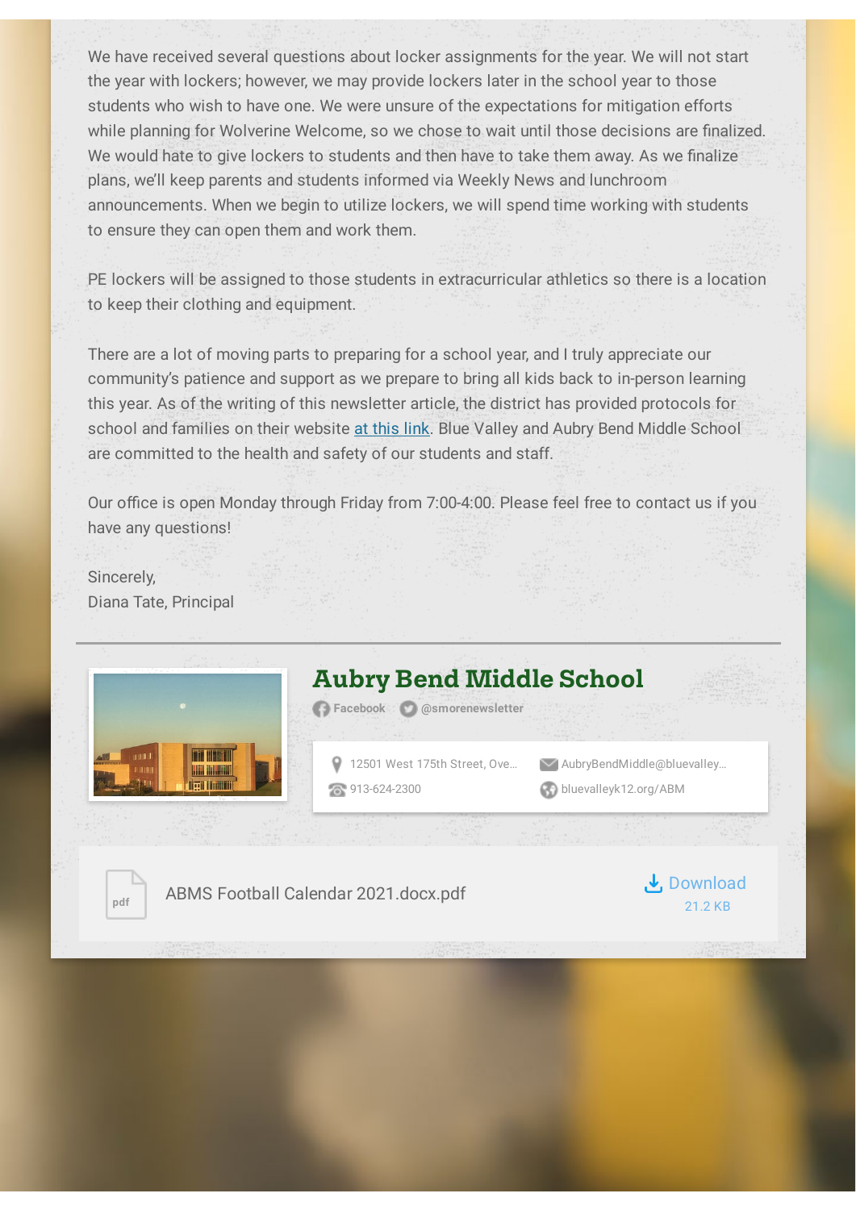We have received several questions about locker assignments for the year. We will not start the year with lockers; however, we may provide lockers later in the school year to those students who wish to have one. We were unsure of the expectations for mitigation efforts while planning for Wolverine Welcome, so we chose to wait until those decisions are finalized. We would hate to give lockers to students and then have to take them away. As we finalize plans, we'll keep parents and students informed via Weekly News and lunchroom announcements. When we begin to utilize lockers, we will spend time working with students to ensure they can open them and work them.

PE lockers will be assigned to those students in extracurricular athletics so there is a location to keep their clothing and equipment.

There are a lot of moving parts to preparing for a school year, and I truly appreciate our community's patience and support as we prepare to bring all kids back to in-person learning this year. As of the writing of this newsletter article, the district has provided protocols for school and families on their website at this link. Blue Valley and Aubry Bend Middle School are committed to the health and safety of our students and staff.

Our office is open Monday through Friday from 7:00-4:00. Please feel free to contact us if you have any questions!

Sincerely,
Diana Tate, Principal

---

## Aubry Bend Middle School

Facebook @smorenewsletter

12501 West 175th Street, Ove...
913-624-2300
AubryBendMiddle@bluevalley...
bluevalleyk12.org/ABM

pdf ABMS Football Calendar 2021.docx.pdf

Download
21.2 KB